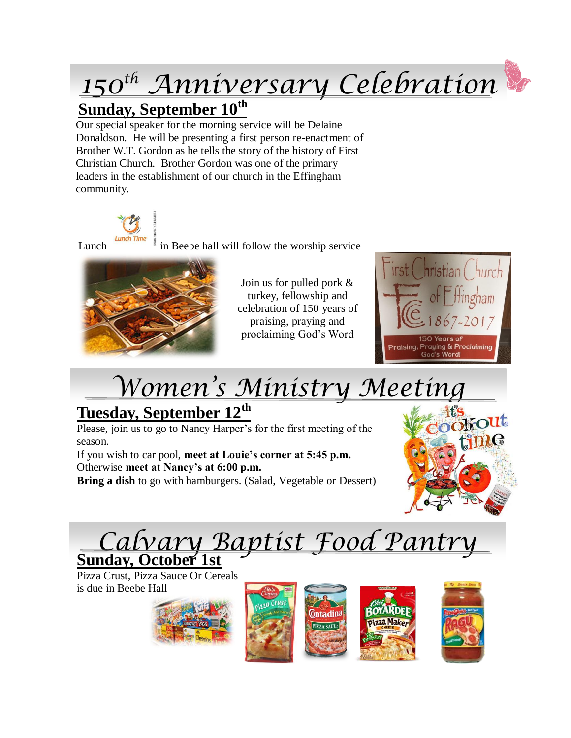# 150th Anniversary Celebration

## Sunday, September 10th

Our special speaker for the morning service will be Delaine Donaldson. He will be presenting a first person re-enactment of Brother W.T. Gordon as he tells the story of the history of First Christian Church. Brother Gordon was one of the primary leaders in the establishment of our church in the Effingham community.

Lunch in Beebe hall will follow the worship service

Join us for pulled pork & turkey, fellowship and celebration of 150 years of praising, praying and proclaiming God's Word

# Women's Ministry Meeting

## Tuesday, September 12th

Please, join us to go to Nancy Harper's for the first meeting of the season.

If you wish to car pool, **meet at Louie's corner at 5:45 p.m.**
Otherwise **meet at Nancy's at 6:00 p.m.**
**Bring a dish** to go with hamburgers. (Salad, Vegetable or Dessert)

# Calvary Baptist Food Pantry

## Sunday, October 1st

Pizza Crust, Pizza Sauce Or Cereals is due in Beebe Hall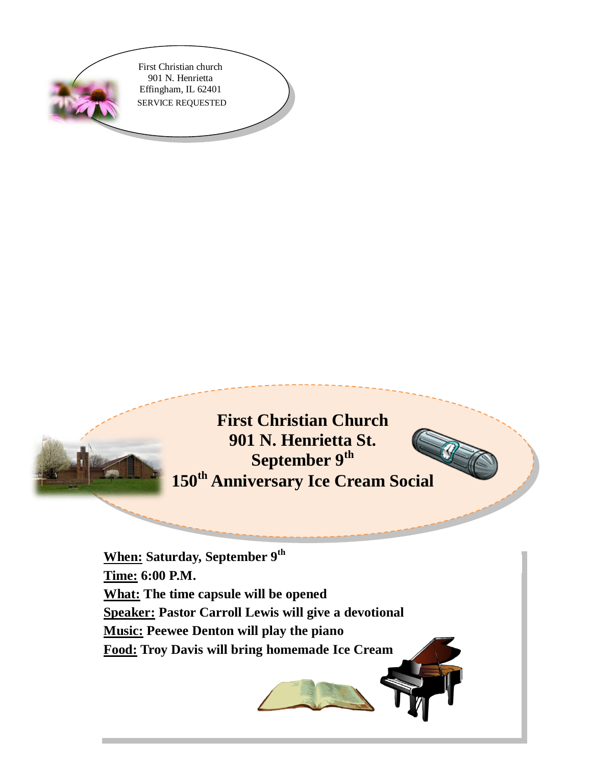First Christian church
901 N. Henrietta
Effingham, IL 62401
SERVICE REQUESTED

# First Christian Church
## 901 N. Henrietta St.
## September 9th
## 150th Anniversary Ice Cream Social

**When:** **Saturday, September 9th**
**Time:** **6:00 P.M.**
**What:** **The time capsule will be opened**
**Speaker:** **Pastor Carroll Lewis will give a devotional**
**Music:** **Peewee Denton will play the piano**
**Food:** **Troy Davis will bring homemade Ice Cream**